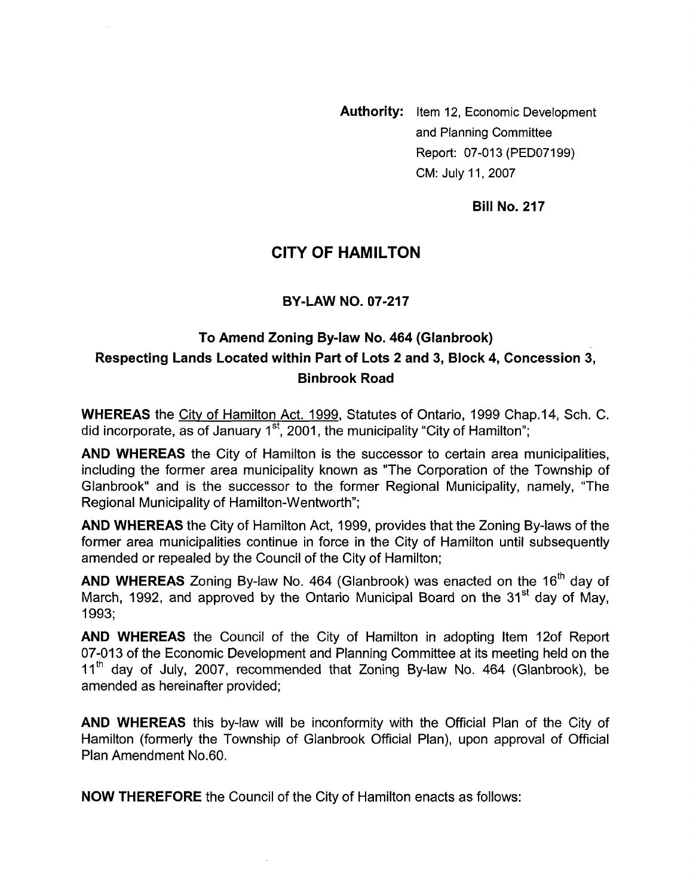**Authority:** Item 12, Economic Development and Planning Committee
Report: 07-013 (PED07199)
CM: July 11, 2007

**Bill No. 217**

# CITY OF HAMILTON

## BY-LAW NO. 07-217

## To Amend Zoning By-law No. 464 (Glanbrook) Respecting Lands Located within Part of Lots 2 and 3, Block 4, Concession 3, Binbrook Road

**WHEREAS** the City of Hamilton Act. 1999, Statutes of Ontario, 1999 Chap.14, Sch. C. did incorporate, as of January 1st, 2001, the municipality "City of Hamilton";

**AND WHEREAS** the City of Hamilton is the successor to certain area municipalities, including the former area municipality known as "The Corporation of the Township of Glanbrook" and is the successor to the former Regional Municipality, namely, "The Regional Municipality of Hamilton-Wentworth";

**AND WHEREAS** the City of Hamilton Act, 1999, provides that the Zoning By-laws of the former area municipalities continue in force in the City of Hamilton until subsequently amended or repealed by the Council of the City of Hamilton;

**AND WHEREAS** Zoning By-law No. 464 (Glanbrook) was enacted on the 16th day of March, 1992, and approved by the Ontario Municipal Board on the 31st day of May, 1993;

**AND WHEREAS** the Council of the City of Hamilton in adopting Item 12of Report 07-013 of the Economic Development and Planning Committee at its meeting held on the 11th day of July, 2007, recommended that Zoning By-law No. 464 (Glanbrook), be amended as hereinafter provided;

**AND WHEREAS** this by-law will be inconformity with the Official Plan of the City of Hamilton (formerly the Township of Glanbrook Official Plan), upon approval of Official Plan Amendment No.60.

**NOW THEREFORE** the Council of the City of Hamilton enacts as follows: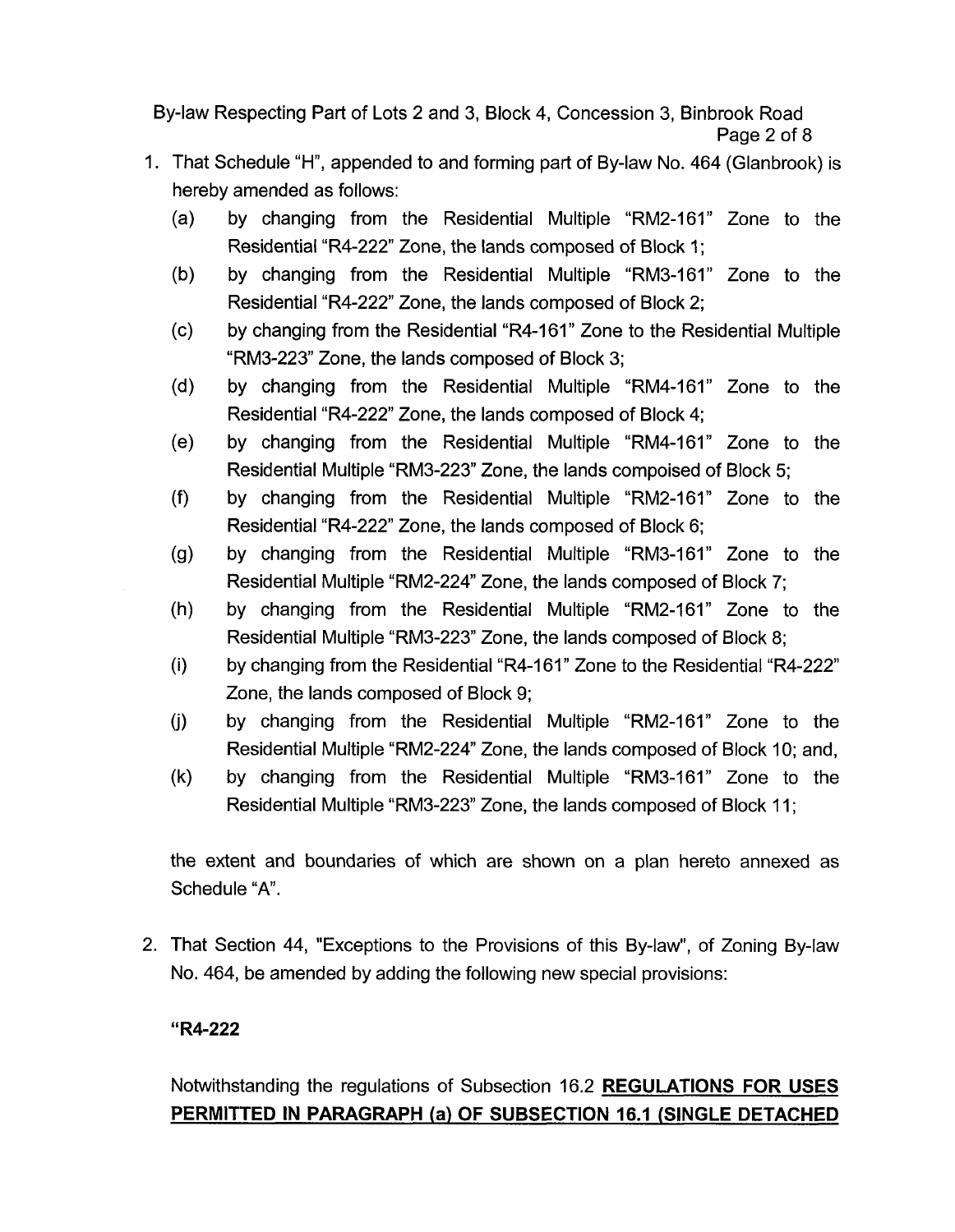1. That Schedule "H", appended to and forming part of By-law No. 464 (Glanbrook) is hereby amended as follows:
   (a) by changing from the Residential Multiple "RM2-161" Zone to the Residential "R4-222" Zone, the lands composed of Block 1;
   (b) by changing from the Residential Multiple "RM3-161" Zone to the Residential "R4-222" Zone, the lands composed of Block 2;
   (c) by changing from the Residential "R4-161" Zone to the Residential Multiple "RM3-223" Zone, the lands composed of Block 3;
   (d) by changing from the Residential Multiple "RM4-161" Zone to the Residential "R4-222" Zone, the lands composed of Block 4;
   (e) by changing from the Residential Multiple "RM4-161" Zone to the Residential Multiple "RM3-223" Zone, the lands compoised of Block 5;
   (f) by changing from the Residential Multiple "RM2-161" Zone to the Residential "R4-222" Zone, the lands composed of Block 6;
   (g) by changing from the Residential Multiple "RM3-161" Zone to the Residential Multiple "RM2-224" Zone, the lands composed of Block 7;
   (h) by changing from the Residential Multiple "RM2-161" Zone to the Residential Multiple "RM3-223" Zone, the lands composed of Block 8;
   (i) by changing from the Residential "R4-161" Zone to the Residential "R4-222" Zone, the lands composed of Block 9;
   (j) by changing from the Residential Multiple "RM2-161" Zone to the Residential Multiple "RM2-224" Zone, the lands composed of Block 10; and,
   (k) by changing from the Residential Multiple "RM3-161" Zone to the Residential Multiple "RM3-223" Zone, the lands composed of Block 11;

   the extent and boundaries of which are shown on a plan hereto annexed as Schedule "A".

2. That Section 44, "Exceptions to the Provisions of this By-law", of Zoning By-law No. 464, be amended by adding the following new special provisions:

   **"R4-222**

   Notwithstanding the regulations of Subsection 16.2 **REGULATIONS FOR USES PERMITTED IN PARAGRAPH (a) OF SUBSECTION 16.1 (SINGLE DETACHED**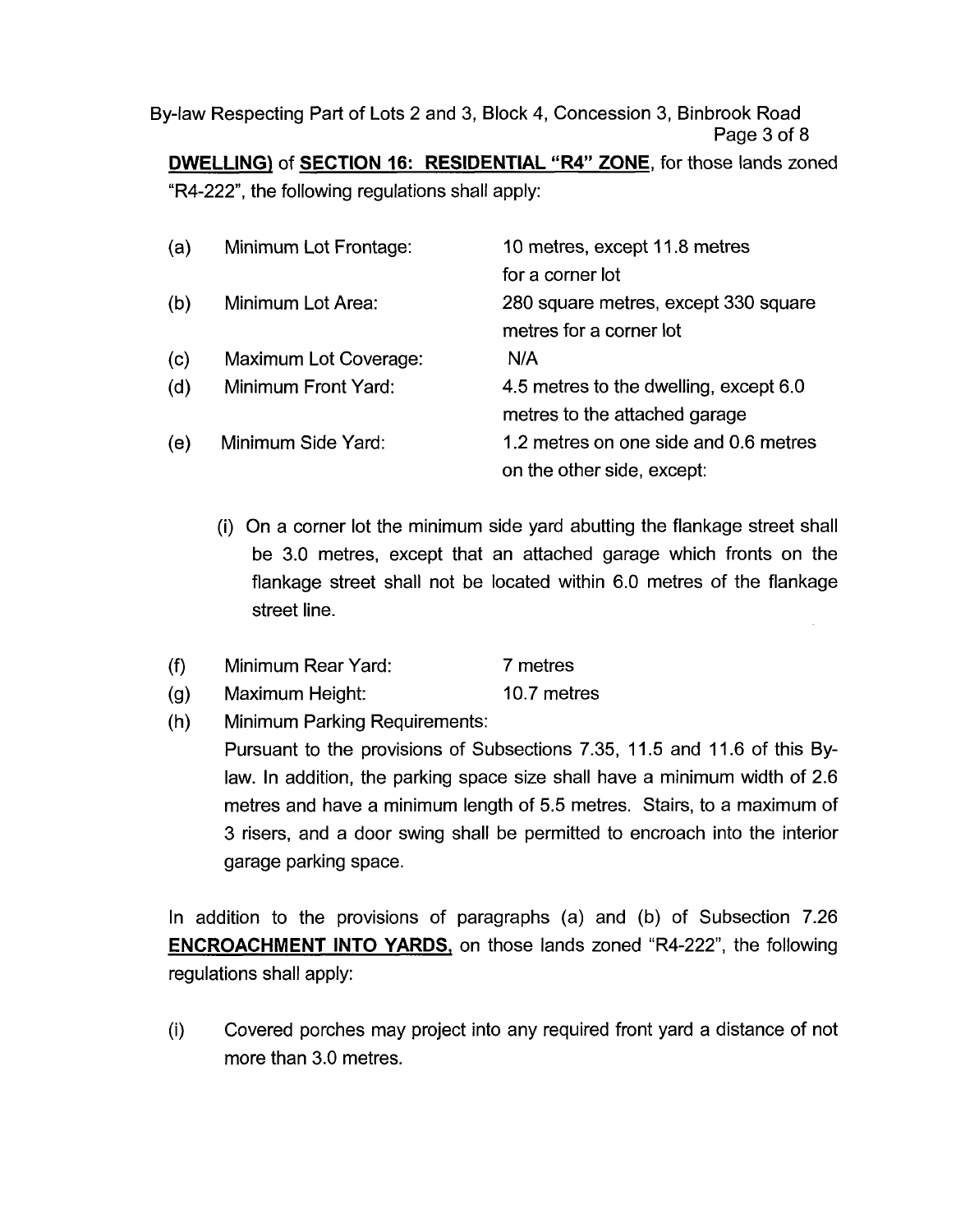**DWELLING)** of **SECTION 16: RESIDENTIAL "R4" ZONE**, for those lands zoned "R4-222", the following regulations shall apply:

(a) Minimum Lot Frontage: 10 metres, except 11.8 metres for a corner lot

(b) Minimum Lot Area: 280 square metres, except 330 square metres for a corner lot

(c) Maximum Lot Coverage: N/A

(d) Minimum Front Yard: 4.5 metres to the dwelling, except 6.0 metres to the attached garage

(e) Minimum Side Yard: 1.2 metres on one side and 0.6 metres on the other side, except:

  (i) On a corner lot the minimum side yard abutting the flankage street shall be 3.0 metres, except that an attached garage which fronts on the flankage street shall not be located within 6.0 metres of the flankage street line.

(f) Minimum Rear Yard: 7 metres

(g) Maximum Height: 10.7 metres

(h) Minimum Parking Requirements:
Pursuant to the provisions of Subsections 7.35, 11.5 and 11.6 of this By-law. In addition, the parking space size shall have a minimum width of 2.6 metres and have a minimum length of 5.5 metres. Stairs, to a maximum of 3 risers, and a door swing shall be permitted to encroach into the interior garage parking space.

In addition to the provisions of paragraphs (a) and (b) of Subsection 7.26 **ENCROACHMENT INTO YARDS,** on those lands zoned "R4-222", the following regulations shall apply:

(i) Covered porches may project into any required front yard a distance of not more than 3.0 metres.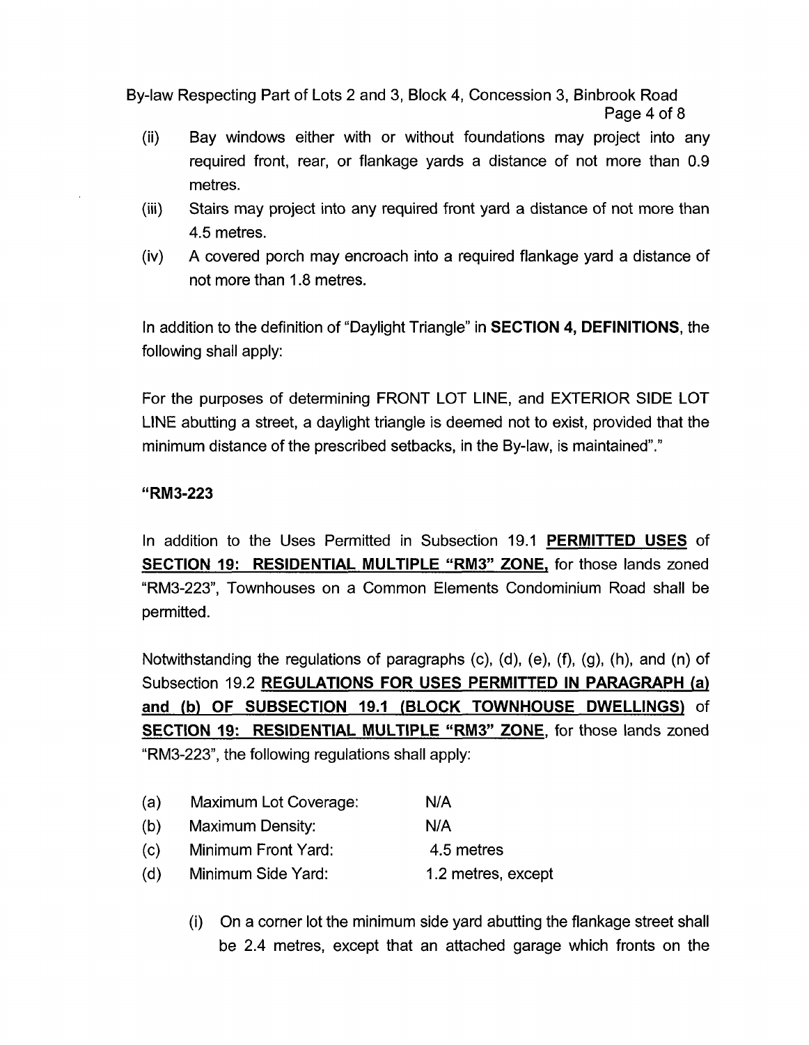(ii) Bay windows either with or without foundations may project into any required front, rear, or flankage yards a distance of not more than 0.9 metres.

(iii) Stairs may project into any required front yard a distance of not more than 4.5 metres.

(iv) A covered porch may encroach into a required flankage yard a distance of not more than 1.8 metres.

In addition to the definition of "Daylight Triangle" in **SECTION 4, DEFINITIONS**, the following shall apply:

For the purposes of determining FRONT LOT LINE, and EXTERIOR SIDE LOT LINE abutting a street, a daylight triangle is deemed not to exist, provided that the minimum distance of the prescribed setbacks, in the By-law, is maintained"."

**"RM3-223**

In addition to the Uses Permitted in Subsection 19.1 **PERMITTED USES** of **SECTION 19: RESIDENTIAL MULTIPLE "RM3" ZONE,** for those lands zoned "RM3-223", Townhouses on a Common Elements Condominium Road shall be permitted.

Notwithstanding the regulations of paragraphs (c), (d), (e), (f), (g), (h), and (n) of Subsection 19.2 **REGULATIONS FOR USES PERMITTED IN PARAGRAPH (a) and (b) OF SUBSECTION 19.1 (BLOCK TOWNHOUSE DWELLINGS)** of **SECTION 19: RESIDENTIAL MULTIPLE "RM3" ZONE**, for those lands zoned "RM3-223", the following regulations shall apply:

(a) Maximum Lot Coverage: N/A

(b) Maximum Density: N/A

(c) Minimum Front Yard: 4.5 metres

(d) Minimum Side Yard: 1.2 metres, except

(i) On a corner lot the minimum side yard abutting the flankage street shall be 2.4 metres, except that an attached garage which fronts on the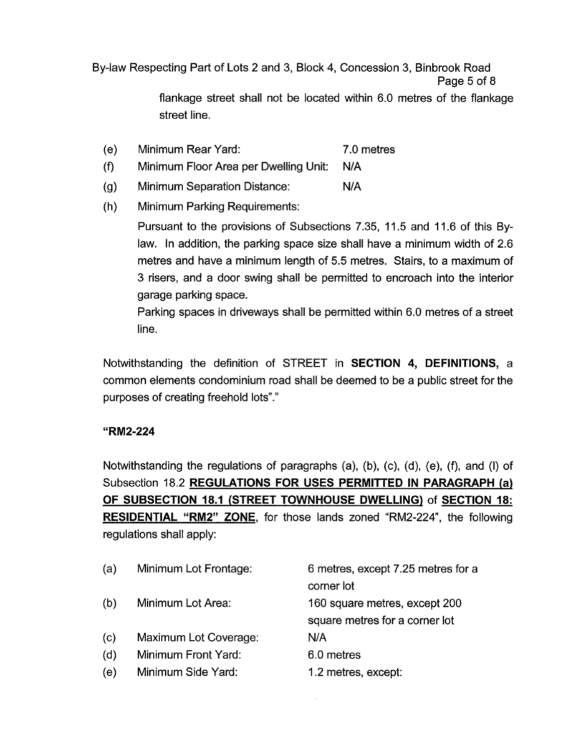flankage street shall not be located within 6.0 metres of the flankage street line.

(e) Minimum Rear Yard: 7.0 metres

(f) Minimum Floor Area per Dwelling Unit: N/A

(g) Minimum Separation Distance: N/A

(h) Minimum Parking Requirements:

Pursuant to the provisions of Subsections 7.35, 11.5 and 11.6 of this By-law. In addition, the parking space size shall have a minimum width of 2.6 metres and have a minimum length of 5.5 metres. Stairs, to a maximum of 3 risers, and a door swing shall be permitted to encroach into the interior garage parking space.

Parking spaces in driveways shall be permitted within 6.0 metres of a street line.

Notwithstanding the definition of STREET in **SECTION 4, DEFINITIONS,** a common elements condominium road shall be deemed to be a public street for the purposes of creating freehold lots"."

**"RM2-224**

Notwithstanding the regulations of paragraphs (a), (b), (c), (d), (e), (f), and (l) of Subsection 18.2 **REGULATIONS FOR USES PERMITTED IN PARAGRAPH (a) OF SUBSECTION 18.1 (STREET TOWNHOUSE DWELLING)** of **SECTION 18: RESIDENTIAL "RM2" ZONE**, for those lands zoned "RM2-224", the following regulations shall apply:

(a) Minimum Lot Frontage: 6 metres, except 7.25 metres for a corner lot

(b) Minimum Lot Area: 160 square metres, except 200 square metres for a corner lot

(c) Maximum Lot Coverage: N/A

(d) Minimum Front Yard: 6.0 metres

(e) Minimum Side Yard: 1.2 metres, except: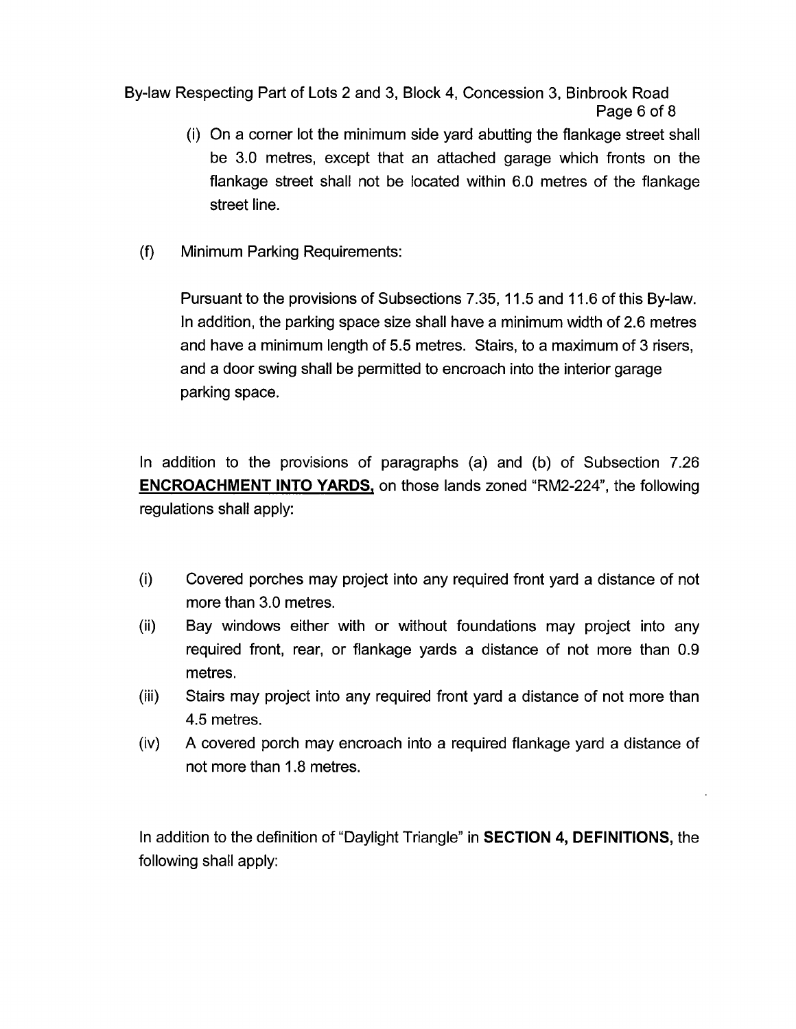(i) On a corner lot the minimum side yard abutting the flankage street shall be 3.0 metres, except that an attached garage which fronts on the flankage street shall not be located within 6.0 metres of the flankage street line.

(f) Minimum Parking Requirements:

Pursuant to the provisions of Subsections 7.35, 11.5 and 11.6 of this By-law. In addition, the parking space size shall have a minimum width of 2.6 metres and have a minimum length of 5.5 metres. Stairs, to a maximum of 3 risers, and a door swing shall be permitted to encroach into the interior garage parking space.

In addition to the provisions of paragraphs (a) and (b) of Subsection 7.26 **ENCROACHMENT INTO YARDS**, on those lands zoned "RM2-224", the following regulations shall apply:

(i) Covered porches may project into any required front yard a distance of not more than 3.0 metres.

(ii) Bay windows either with or without foundations may project into any required front, rear, or flankage yards a distance of not more than 0.9 metres.

(iii) Stairs may project into any required front yard a distance of not more than 4.5 metres.

(iv) A covered porch may encroach into a required flankage yard a distance of not more than 1.8 metres.

In addition to the definition of "Daylight Triangle" in **SECTION 4, DEFINITIONS,** the following shall apply: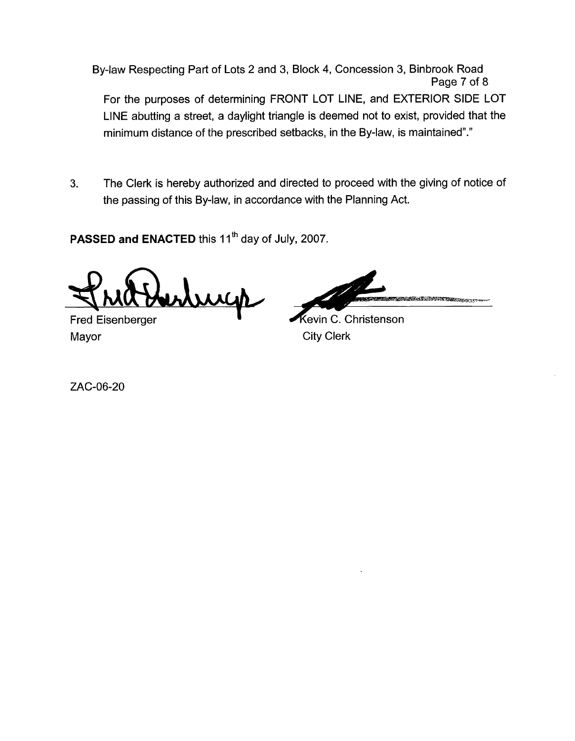For the purposes of determining FRONT LOT LINE, and EXTERIOR SIDE LOT LINE abutting a street, a daylight triangle is deemed not to exist, provided that the minimum distance of the prescribed setbacks, in the By-law, is maintained"."

3. The Clerk is hereby authorized and directed to proceed with the giving of notice of the passing of this By-law, in accordance with the Planning Act.

**PASSED and ENACTED** this 11th day of July, 2007.

Fred Eisenberger
Mayor

Kevin C. Christenson
City Clerk

ZAC-06-20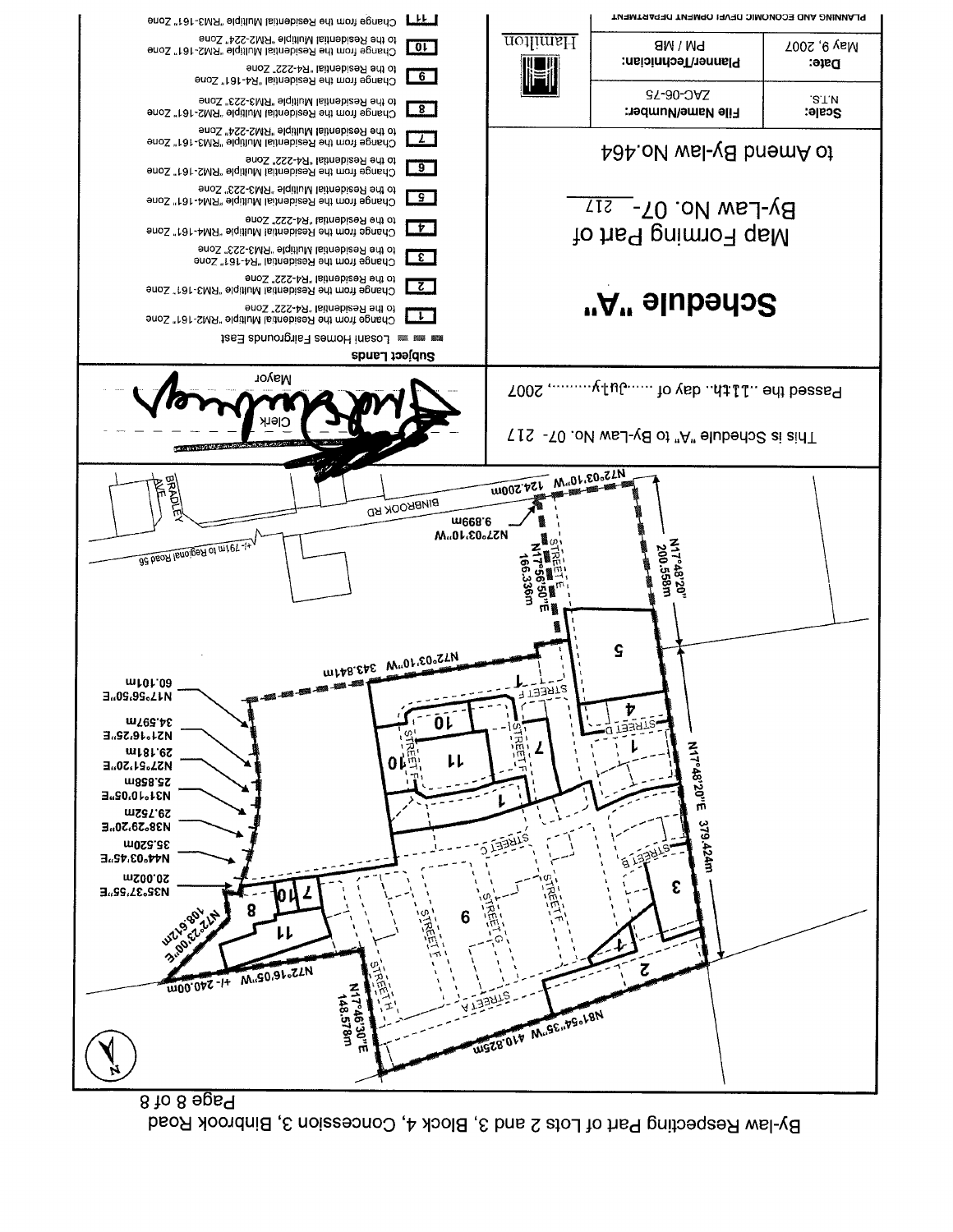By-law Respecting Part of Lots 2 and 3, Block 4, Concession 3, Binbrook Road

# Schedule "A"

Map Forming Part of
By-Law No. 07- 217

to Amend By-law No.464

| Scale: | File Name/Number: |
|---|---|
| N.T.S. | ZAC-06-75 |
| **Date:** | **Planner/Technician:** |
| May 9, 2007 | PM / MB |

PLANNING AND ECONOMIC DEVELOPMENT DEPARTMENT

Hamilton

This is Schedule "A" to By-Law No. 07- 217

Passed the ..11th.. day of .....July........ 2007

Clerk

Mayor

**Subject Lands**

Losani Homes Fairgrounds East

1. Change from the Residential Multiple "RM2-161" Zone to the Residential "R4-222" Zone
2. Change from the Residential Multiple "RM3-161" Zone to the Residential "R4-222" Zone
3. Change from the Residential "R4-161" Zone to the Residential Multiple "RM3-223" Zone
4. Change from the Residential Multiple "RM4-161" Zone to the Residential "R4-222" Zone
5. Change from the Residential Multiple "RM4-161" Zone to the Residential Multiple "RM3-223" Zone
6. Change from the Residential Multiple "RM2-161" Zone to the Residential "R4-222" Zone
7. Change from the Residential Multiple "RM3-161" Zone to the Residential Multiple "RM2-224" Zone
8. Change from the Residential Multiple "RM2-161" Zone to the Residential Multiple "RM3-223" Zone
9. Change from the Residential "R4-161" Zone to the Residential "R4-222" Zone
10. Change from the Residential Multiple "RM2-161" Zone to the Residential Multiple "RM2-224" Zone
11. Change from the Residential Multiple "RM3-161" Zone

BINBROOK RD

BRADLEY AVE

+/- 791m to Regional Road 56

N72°03'10"W 124.200m

N27°03'10"W 9.899m

N17°56'50"E 166.336m

N17°48'20" 200.558m

N72°03'10"W 343.841m

N17°56'50"E 60.101m

N21°16'25"E 34.597m

N27°51'20"E 29.181m

N31°10'05"E 25.858m

N38°29'20"E 29.752m

N44°03'45"E 35.520m

N35°37'55"E 20.002m

N72°23'00"E 108.612m

N72°16'05"W +/- 240.00m

N17°46'30"E 148.578m

N81°54'35"W 410.825m

N17°48'20"E 379.424m

STREET A

STREET B

STREET C

STREET D

STREET E

STREET F

STREET G

STREET H

N